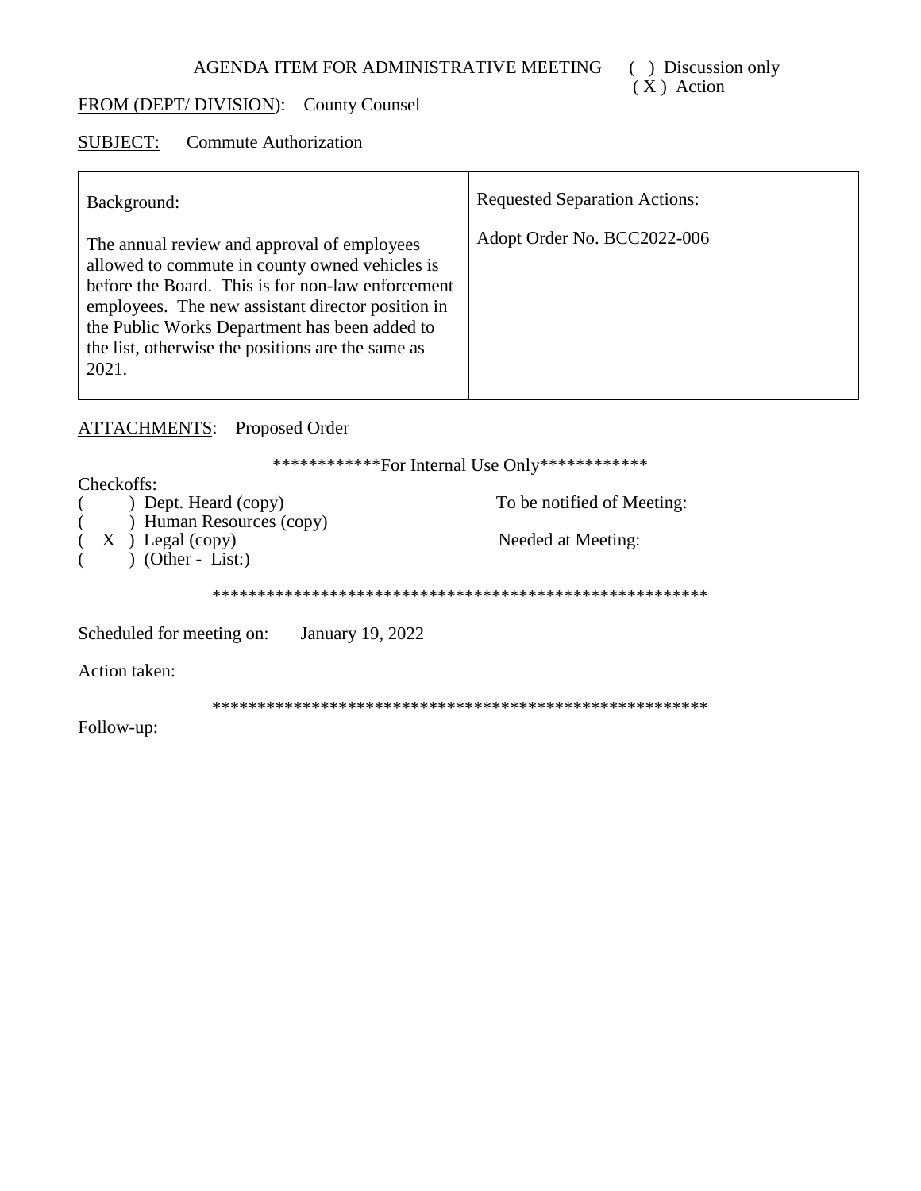AGENDA ITEM FOR ADMINISTRATIVE MEETING ( ) Discussion only
( X ) Action

<u>FROM (DEPT/ DIVISION)</u>: County Counsel

<u>SUBJECT:</u> Commute Authorization

| Background: | Requested Separation Actions: |
|---|---|
| The annual review and approval of employees allowed to commute in county owned vehicles is before the Board. This is for non-law enforcement employees. The new assistant director position in the Public Works Department has been added to the list, otherwise the positions are the same as 2021. | Adopt Order No. BCC2022-006 |

<u>ATTACHMENTS</u>: Proposed Order

************For Internal Use Only************

Checkoffs:

( ) Dept. Heard (copy)
( ) Human Resources (copy)
( X ) Legal (copy)
( ) (Other - List:)

To be notified of Meeting:

Needed at Meeting:

*******************************************************

Scheduled for meeting on: January 19, 2022

Action taken:

*******************************************************

Follow-up: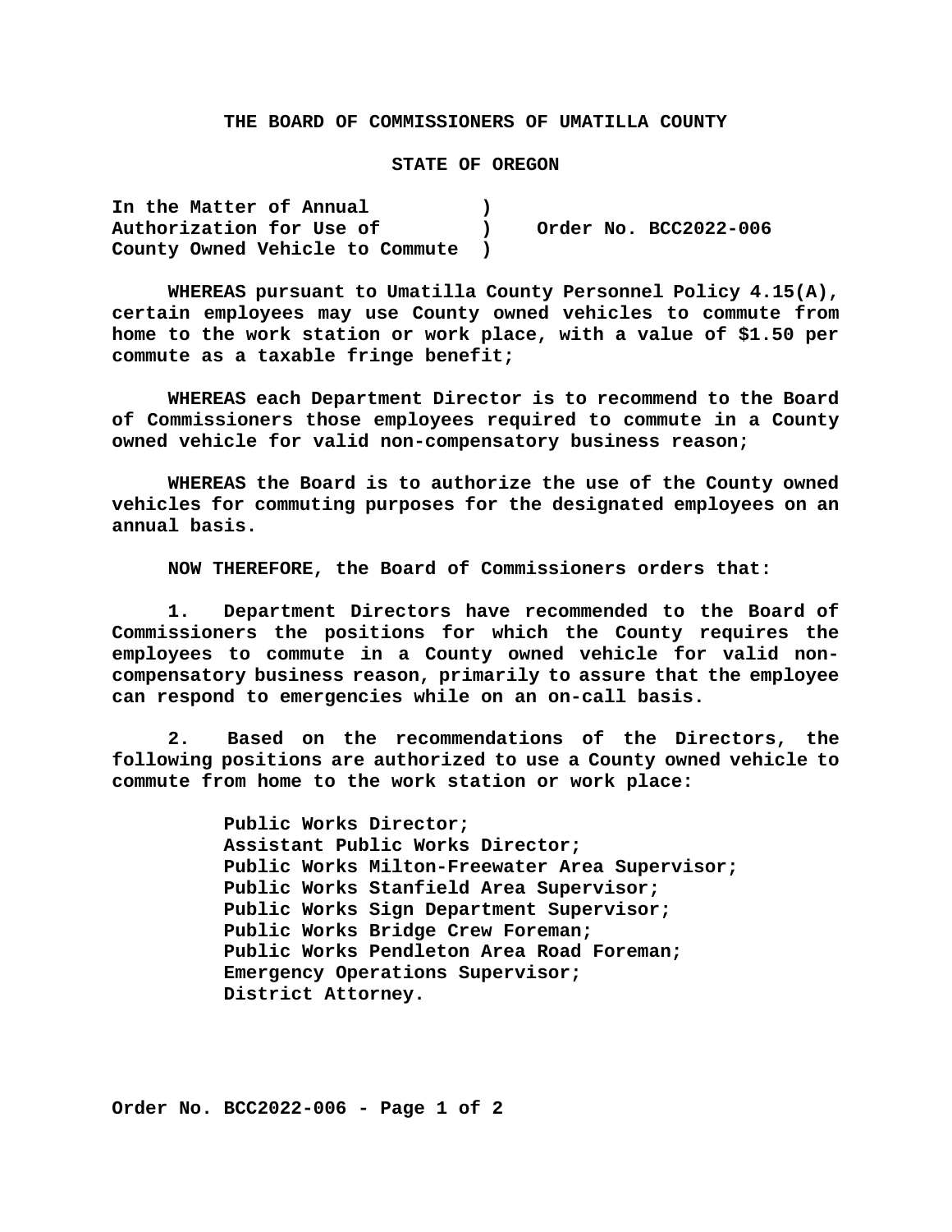**THE BOARD OF COMMISSIONERS OF UMATILLA COUNTY**

**STATE OF OREGON**

| | | |
|---|---|---|
| **In the Matter of Annual Authorization for Use of County Owned Vehicle to Commute** | **)** | **Order No. BCC2022-006** |

**WHEREAS pursuant to Umatilla County Personnel Policy 4.15(A), certain employees may use County owned vehicles to commute from home to the work station or work place, with a value of $1.50 per commute as a taxable fringe benefit;**

**WHEREAS each Department Director is to recommend to the Board of Commissioners those employees required to commute in a County owned vehicle for valid non-compensatory business reason;**

**WHEREAS the Board is to authorize the use of the County owned vehicles for commuting purposes for the designated employees on an annual basis.**

**NOW THEREFORE, the Board of Commissioners orders that:**

**1. Department Directors have recommended to the Board of Commissioners the positions for which the County requires the employees to commute in a County owned vehicle for valid non-compensatory business reason, primarily to assure that the employee can respond to emergencies while on an on-call basis.**

**2. Based on the recommendations of the Directors, the following positions are authorized to use a County owned vehicle to commute from home to the work station or work place:**

**Public Works Director;**
**Assistant Public Works Director;**
**Public Works Milton-Freewater Area Supervisor;**
**Public Works Stanfield Area Supervisor;**
**Public Works Sign Department Supervisor;**
**Public Works Bridge Crew Foreman;**
**Public Works Pendleton Area Road Foreman;**
**Emergency Operations Supervisor;**
**District Attorney.**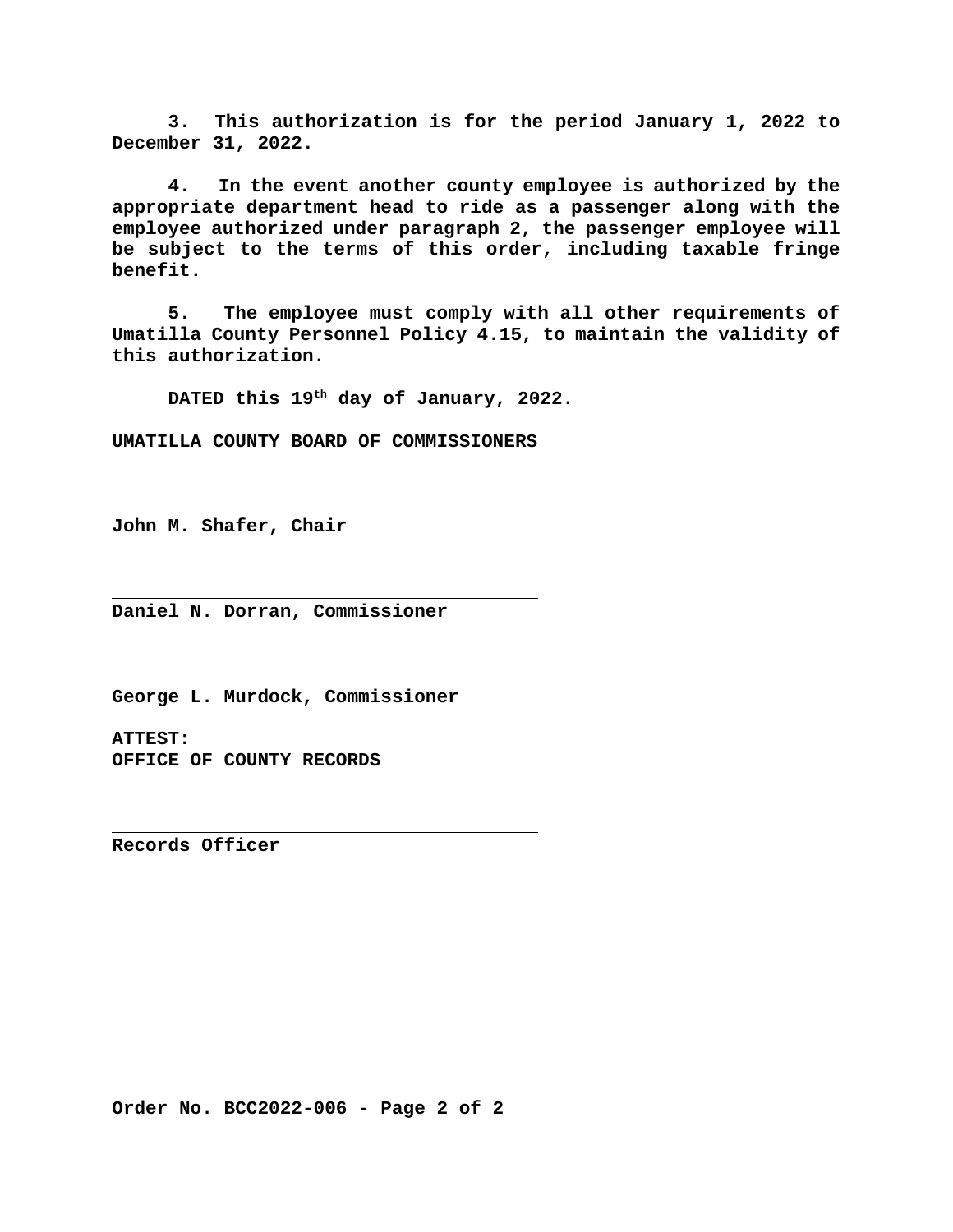**3. This authorization is for the period January 1, 2022 to December 31, 2022.**

**4. In the event another county employee is authorized by the appropriate department head to ride as a passenger along with the employee authorized under paragraph 2, the passenger employee will be subject to the terms of this order, including taxable fringe benefit.**

**5. The employee must comply with all other requirements of Umatilla County Personnel Policy 4.15, to maintain the validity of this authorization.**

**DATED this 19th day of January, 2022.**

**UMATILLA COUNTY BOARD OF COMMISSIONERS**

______________________________________
**John M. Shafer, Chair**

______________________________________
**Daniel N. Dorran, Commissioner**

______________________________________
**George L. Murdock, Commissioner**

**ATTEST:**
**OFFICE OF COUNTY RECORDS**

______________________________________
**Records Officer**

**Order No. BCC2022-006**